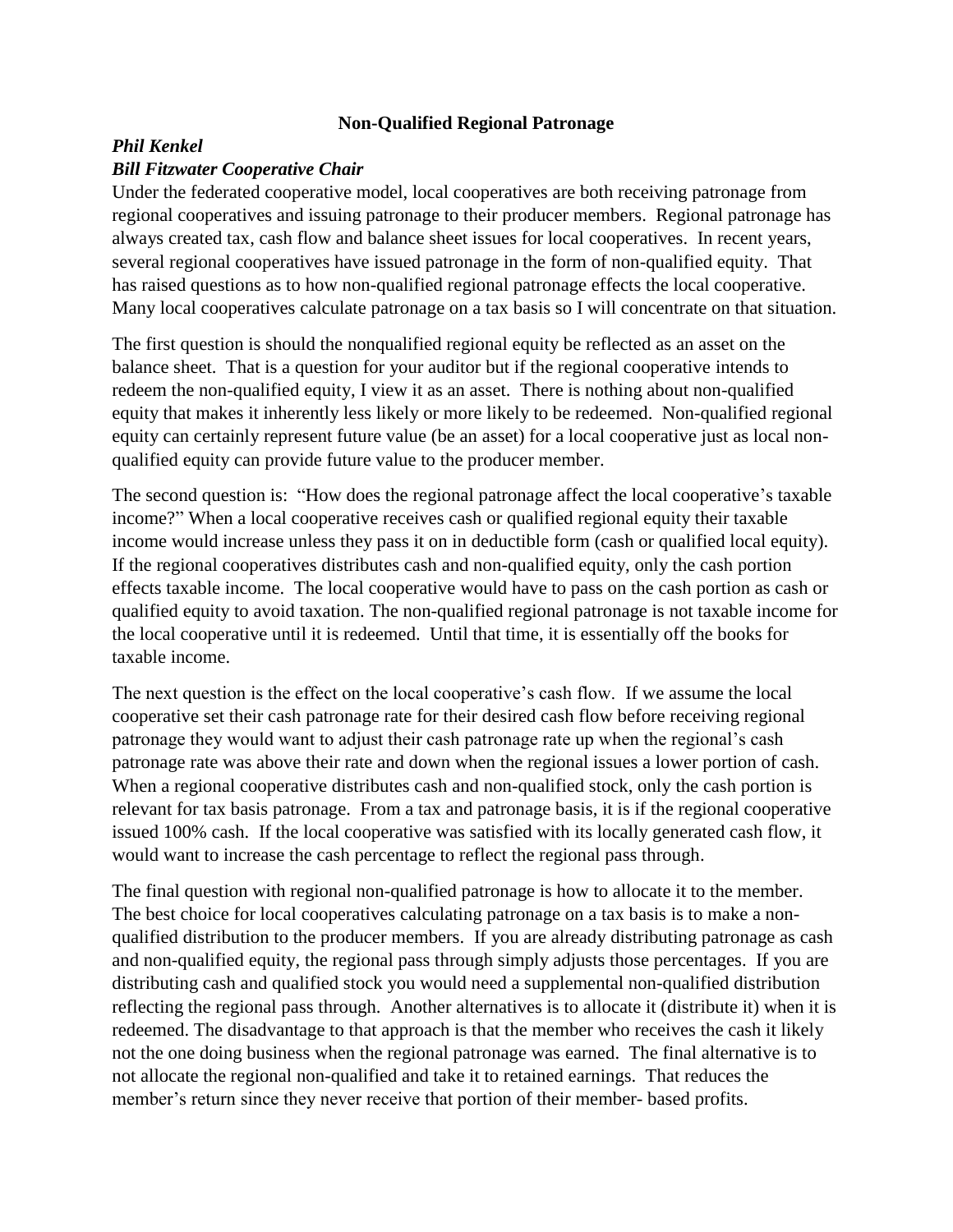# Non-Qualified Regional Patronage

***Phil Kenkel***
***Bill Fitzwater Cooperative Chair***

Under the federated cooperative model, local cooperatives are both receiving patronage from regional cooperatives and issuing patronage to their producer members. Regional patronage has always created tax, cash flow and balance sheet issues for local cooperatives. In recent years, several regional cooperatives have issued patronage in the form of non-qualified equity. That has raised questions as to how non-qualified regional patronage effects the local cooperative. Many local cooperatives calculate patronage on a tax basis so I will concentrate on that situation.

The first question is should the nonqualified regional equity be reflected as an asset on the balance sheet. That is a question for your auditor but if the regional cooperative intends to redeem the non-qualified equity, I view it as an asset. There is nothing about non-qualified equity that makes it inherently less likely or more likely to be redeemed. Non-qualified regional equity can certainly represent future value (be an asset) for a local cooperative just as local non-qualified equity can provide future value to the producer member.

The second question is: "How does the regional patronage affect the local cooperative's taxable income?" When a local cooperative receives cash or qualified regional equity their taxable income would increase unless they pass it on in deductible form (cash or qualified local equity). If the regional cooperatives distributes cash and non-qualified equity, only the cash portion effects taxable income. The local cooperative would have to pass on the cash portion as cash or qualified equity to avoid taxation. The non-qualified regional patronage is not taxable income for the local cooperative until it is redeemed. Until that time, it is essentially off the books for taxable income.

The next question is the effect on the local cooperative's cash flow. If we assume the local cooperative set their cash patronage rate for their desired cash flow before receiving regional patronage they would want to adjust their cash patronage rate up when the regional's cash patronage rate was above their rate and down when the regional issues a lower portion of cash. When a regional cooperative distributes cash and non-qualified stock, only the cash portion is relevant for tax basis patronage. From a tax and patronage basis, it is if the regional cooperative issued 100% cash. If the local cooperative was satisfied with its locally generated cash flow, it would want to increase the cash percentage to reflect the regional pass through.

The final question with regional non-qualified patronage is how to allocate it to the member. The best choice for local cooperatives calculating patronage on a tax basis is to make a non-qualified distribution to the producer members. If you are already distributing patronage as cash and non-qualified equity, the regional pass through simply adjusts those percentages. If you are distributing cash and qualified stock you would need a supplemental non-qualified distribution reflecting the regional pass through. Another alternatives is to allocate it (distribute it) when it is redeemed. The disadvantage to that approach is that the member who receives the cash it likely not the one doing business when the regional patronage was earned. The final alternative is to not allocate the regional non-qualified and take it to retained earnings. That reduces the member's return since they never receive that portion of their member- based profits.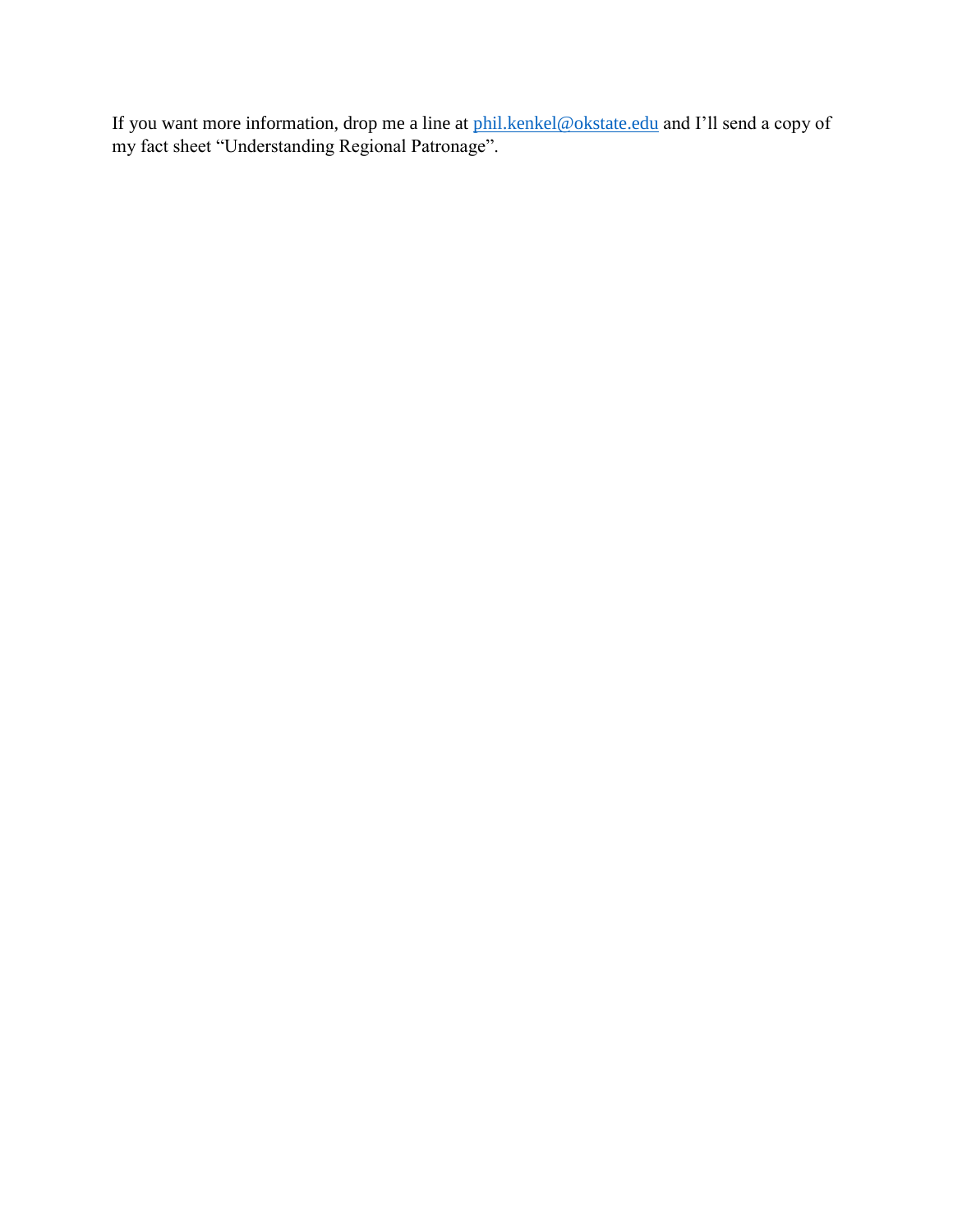If you want more information, drop me a line at [phil.kenkel@okstate.edu](mailto:phil.kenkel@okstate.edu) and I'll send a copy of my fact sheet "Understanding Regional Patronage".